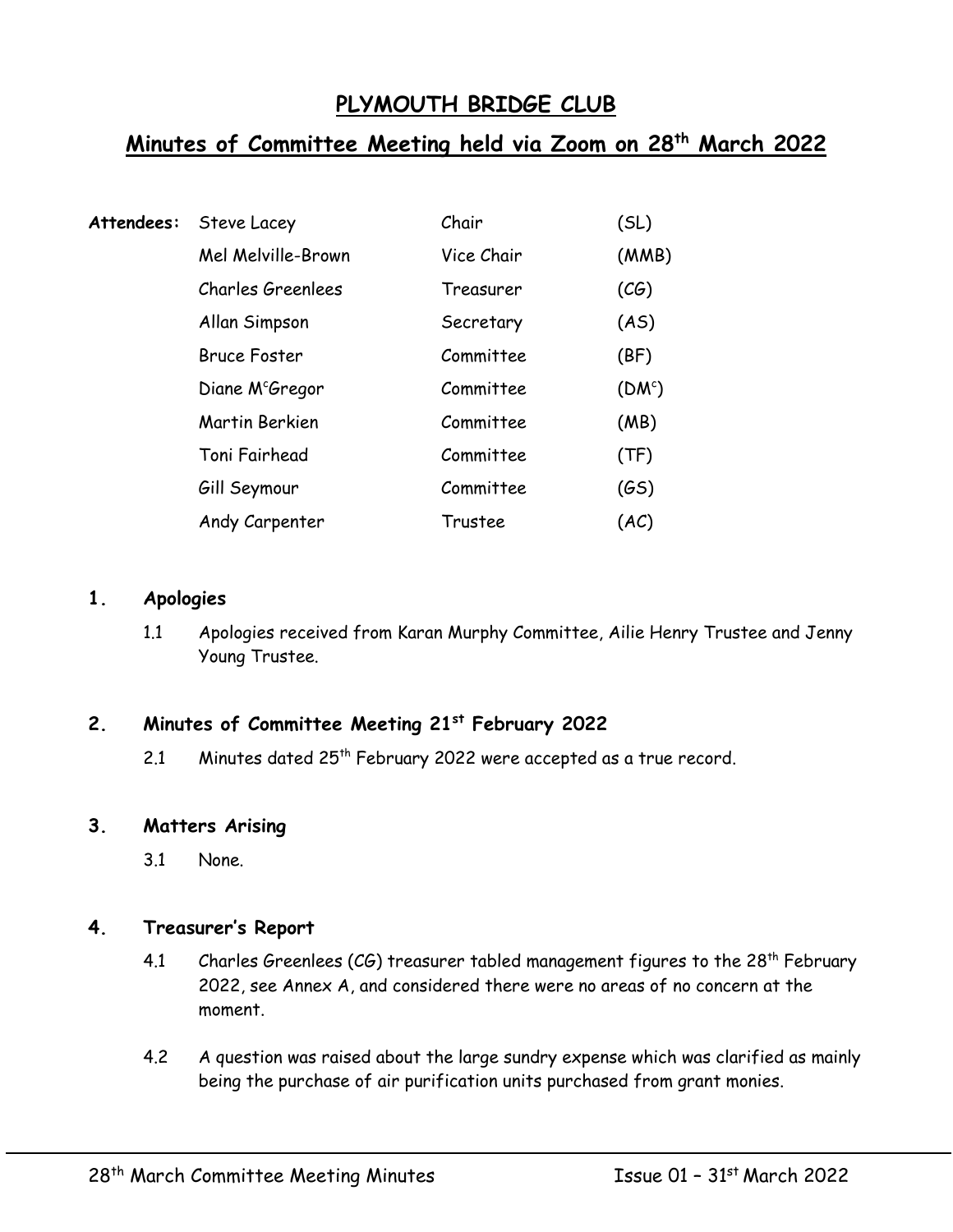# PLYMOUTH BRIDGE CLUB

## Minutes of Committee Meeting held via Zoom on 28th March 2022

| **Attendees:** | Steve Lacey | Chair | (SL) |
|---|---|---|---|
| | Mel Melville-Brown | Vice Chair | (MMB) |
| | Charles Greenlees | Treasurer | (CG) |
| | Allan Simpson | Secretary | (AS) |
| | Bruce Foster | Committee | (BF) |
| | Diane McGregor | Committee | (DMc) |
| | Martin Berkien | Committee | (MB) |
| | Toni Fairhead | Committee | (TF) |
| | Gill Seymour | Committee | (GS) |
| | Andy Carpenter | Trustee | (AC) |

### 1. Apologies

1.1 Apologies received from Karan Murphy Committee, Ailie Henry Trustee and Jenny Young Trustee.

### 2. Minutes of Committee Meeting 21st February 2022

2.1 Minutes dated 25th February 2022 were accepted as a true record.

### 3. Matters Arising

3.1 None.

### 4. Treasurer's Report

4.1 Charles Greenlees (CG) treasurer tabled management figures to the 28th February 2022, see Annex A, and considered there were no areas of no concern at the moment.

4.2 A question was raised about the large sundry expense which was clarified as mainly being the purchase of air purification units purchased from grant monies.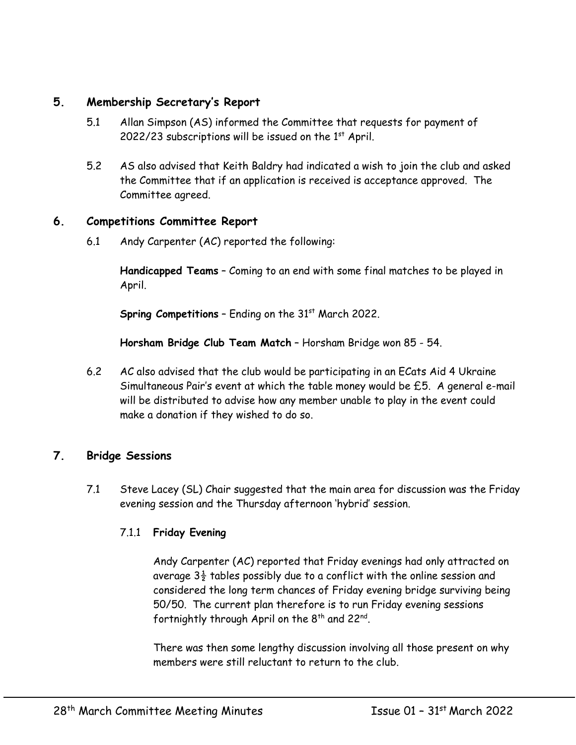## 5. Membership Secretary's Report

5.1 Allan Simpson (AS) informed the Committee that requests for payment of 2022/23 subscriptions will be issued on the 1st April.

5.2 AS also advised that Keith Baldry had indicated a wish to join the club and asked the Committee that if an application is received is acceptance approved. The Committee agreed.

## 6. Competitions Committee Report

6.1 Andy Carpenter (AC) reported the following:

**Handicapped Teams** – Coming to an end with some final matches to be played in April.

**Spring Competitions** – Ending on the 31st March 2022.

**Horsham Bridge Club Team Match** – Horsham Bridge won 85 - 54.

6.2 AC also advised that the club would be participating in an ECats Aid 4 Ukraine Simultaneous Pair's event at which the table money would be £5. A general e-mail will be distributed to advise how any member unable to play in the event could make a donation if they wished to do so.

## 7. Bridge Sessions

7.1 Steve Lacey (SL) Chair suggested that the main area for discussion was the Friday evening session and the Thursday afternoon 'hybrid' session.

### 7.1.1 Friday Evening

Andy Carpenter (AC) reported that Friday evenings had only attracted on average 3½ tables possibly due to a conflict with the online session and considered the long term chances of Friday evening bridge surviving being 50/50. The current plan therefore is to run Friday evening sessions fortnightly through April on the 8th and 22nd.

There was then some lengthy discussion involving all those present on why members were still reluctant to return to the club.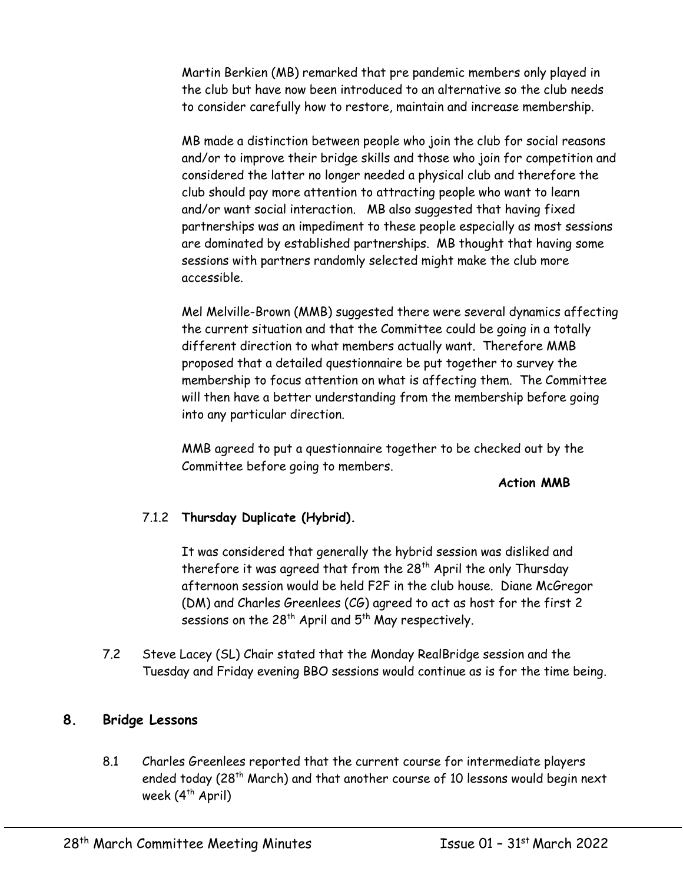Martin Berkien (MB) remarked that pre pandemic members only played in the club but have now been introduced to an alternative so the club needs to consider carefully how to restore, maintain and increase membership.

MB made a distinction between people who join the club for social reasons and/or to improve their bridge skills and those who join for competition and considered the latter no longer needed a physical club and therefore the club should pay more attention to attracting people who want to learn and/or want social interaction. MB also suggested that having fixed partnerships was an impediment to these people especially as most sessions are dominated by established partnerships. MB thought that having some sessions with partners randomly selected might make the club more accessible.

Mel Melville-Brown (MMB) suggested there were several dynamics affecting the current situation and that the Committee could be going in a totally different direction to what members actually want. Therefore MMB proposed that a detailed questionnaire be put together to survey the membership to focus attention on what is affecting them. The Committee will then have a better understanding from the membership before going into any particular direction.

MMB agreed to put a questionnaire together to be checked out by the Committee before going to members.

**Action MMB**

7.1.2 **Thursday Duplicate (Hybrid).**

It was considered that generally the hybrid session was disliked and therefore it was agreed that from the 28th April the only Thursday afternoon session would be held F2F in the club house. Diane McGregor (DM) and Charles Greenlees (CG) agreed to act as host for the first 2 sessions on the 28th April and 5th May respectively.

7.2 Steve Lacey (SL) Chair stated that the Monday RealBridge session and the Tuesday and Friday evening BBO sessions would continue as is for the time being.

## 8. Bridge Lessons

8.1 Charles Greenlees reported that the current course for intermediate players ended today (28th March) and that another course of 10 lessons would begin next week (4th April)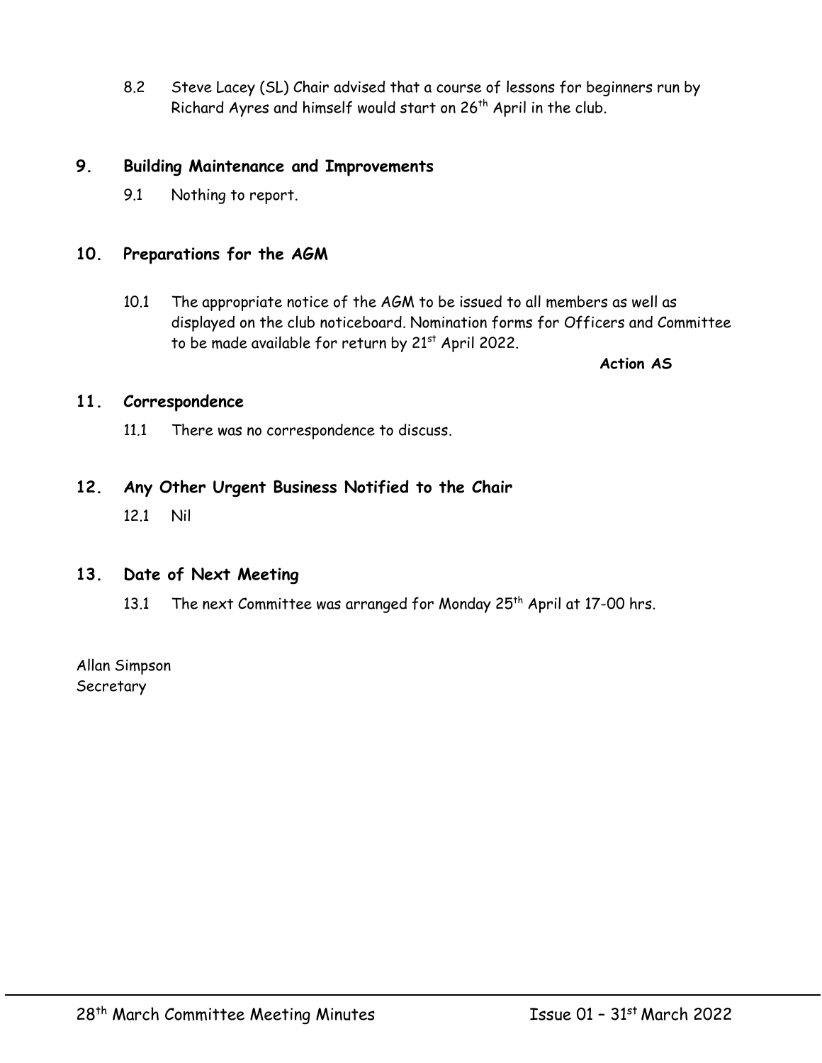8.2 Steve Lacey (SL) Chair advised that a course of lessons for beginners run by Richard Ayres and himself would start on 26th April in the club.

## 9. Building Maintenance and Improvements

9.1 Nothing to report.

## 10. Preparations for the AGM

10.1 The appropriate notice of the AGM to be issued to all members as well as displayed on the club noticeboard. Nomination forms for Officers and Committee to be made available for return by 21st April 2022.

**Action AS**

## 11. Correspondence

11.1 There was no correspondence to discuss.

## 12. Any Other Urgent Business Notified to the Chair

12.1 Nil

## 13. Date of Next Meeting

13.1 The next Committee was arranged for Monday 25th April at 17-00 hrs.

Allan Simpson
Secretary